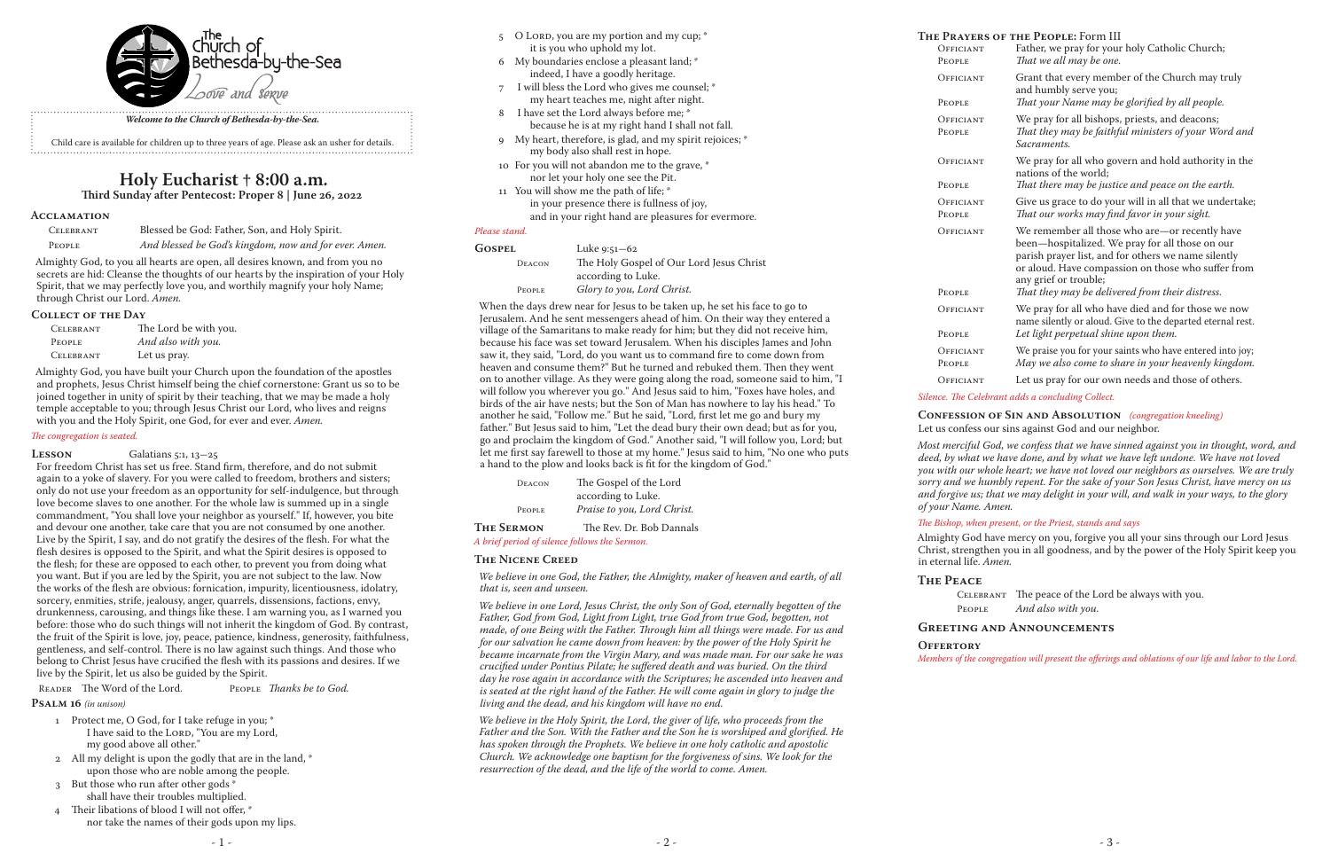The Church of Bethesda-by-the-Sea

Love and serve

*Welcome to the Church of Bethesda-by-the-Sea.*

Child care is available for children up to three years of age. Please ask an usher for details.

# Holy Eucharist † 8:00 a.m.

**Third Sunday after Pentecost: Proper 8 | June 26, 2022**

## Acclamation

| | |
|---|---|
| Celebrant | Blessed be God: Father, Son, and Holy Spirit. |
| People | *And blessed be God's kingdom, now and for ever. Amen.* |

Almighty God, to you all hearts are open, all desires known, and from you no secrets are hid: Cleanse the thoughts of our hearts by the inspiration of your Holy Spirit, that we may perfectly love you, and worthily magnify your holy Name; through Christ our Lord. *Amen.*

## Collect of the Day

| | |
|---|---|
| Celebrant | The Lord be with you. |
| People | *And also with you.* |
| Celebrant | Let us pray. |

Almighty God, you have built your Church upon the foundation of the apostles and prophets, Jesus Christ himself being the chief cornerstone: Grant us so to be joined together in unity of spirit by their teaching, that we may be made a holy temple acceptable to you; through Jesus Christ our Lord, who lives and reigns with you and the Holy Spirit, one God, for ever and ever. *Amen.*

*The congregation is seated.*

## Lesson — Galatians 5:1, 13–25

For freedom Christ has set us free. Stand firm, therefore, and do not submit again to a yoke of slavery. For you were called to freedom, brothers and sisters; only do not use your freedom as an opportunity for self-indulgence, but through love become slaves to one another. For the whole law is summed up in a single commandment, "You shall love your neighbor as yourself." If, however, you bite and devour one another, take care that you are not consumed by one another. Live by the Spirit, I say, and do not gratify the desires of the flesh. For what the flesh desires is opposed to the Spirit, and what the Spirit desires is opposed to the flesh; for these are opposed to each other, to prevent you from doing what you want. But if you are led by the Spirit, you are not subject to the law. Now the works of the flesh are obvious: fornication, impurity, licentiousness, idolatry, sorcery, enmities, strife, jealousy, anger, quarrels, dissensions, factions, envy, drunkenness, carousing, and things like these. I am warning you, as I warned you before: those who do such things will not inherit the kingdom of God. By contrast, the fruit of the Spirit is love, joy, peace, patience, kindness, generosity, faithfulness, gentleness, and self-control. There is no law against such things. And those who belong to Christ Jesus have crucified the flesh with its passions and desires. If we live by the Spirit, let us also be guided by the Spirit.

Reader The Word of the Lord. People *Thanks be to God.*

## Psalm 16 *(in unison)*

1 Protect me, O God, for I take refuge in you; *
I have said to the Lord, "You are my Lord,
my good above all other."

2 All my delight is upon the godly that are in the land, *
upon those who are noble among the people.

3 But those who run after other gods *
shall have their troubles multiplied.

4 Their libations of blood I will not offer, *
nor take the names of their gods upon my lips.

5 O Lord, you are my portion and my cup; *
it is you who uphold my lot.

6 My boundaries enclose a pleasant land; *
indeed, I have a goodly heritage.

7 I will bless the Lord who gives me counsel; *
my heart teaches me, night after night.

8 I have set the Lord always before me; *
because he is at my right hand I shall not fall.

9 My heart, therefore, is glad, and my spirit rejoices; *
my body also shall rest in hope.

10 For you will not abandon me to the grave, *
nor let your holy one see the Pit.

11 You will show me the path of life; *
in your presence there is fullness of joy,
and in your right hand are pleasures for evermore.

*Please stand.*

## Gospel — Luke 9:51–62

| | |
|---|---|
| Deacon | The Holy Gospel of Our Lord Jesus Christ according to Luke. |
| People | *Glory to you, Lord Christ.* |

When the days drew near for Jesus to be taken up, he set his face to go to Jerusalem. And he sent messengers ahead of him. On their way they entered a village of the Samaritans to make ready for him; but they did not receive him, because his face was set toward Jerusalem. When his disciples James and John saw it, they said, "Lord, do you want us to command fire to come down from heaven and consume them?" But he turned and rebuked them. Then they went on to another village. As they were going along the road, someone said to him, "I will follow you wherever you go." And Jesus said to him, "Foxes have holes, and birds of the air have nests; but the Son of Man has nowhere to lay his head." To another he said, "Follow me." But he said, "Lord, first let me go and bury my father." But Jesus said to him, "Let the dead bury their own dead; but as for you, go and proclaim the kingdom of God." Another said, "I will follow you, Lord; but let me first say farewell to those at my home." Jesus said to him, "No one who puts a hand to the plow and looks back is fit for the kingdom of God."

| | |
|---|---|
| Deacon | The Gospel of the Lord according to Luke. |
| People | *Praise to you, Lord Christ.* |

## The Sermon — The Rev. Dr. Bob Dannals

*A brief period of silence follows the Sermon.*

## The Nicene Creed

*We believe in one God, the Father, the Almighty, maker of heaven and earth, of all that is, seen and unseen.*

*We believe in one Lord, Jesus Christ, the only Son of God, eternally begotten of the Father, God from God, Light from Light, true God from true God, begotten, not made, of one Being with the Father. Through him all things were made. For us and for our salvation he came down from heaven: by the power of the Holy Spirit he became incarnate from the Virgin Mary, and was made man. For our sake he was crucified under Pontius Pilate; he suffered death and was buried. On the third day he rose again in accordance with the Scriptures; he ascended into heaven and is seated at the right hand of the Father. He will come again in glory to judge the living and the dead, and his kingdom will have no end.*

*We believe in the Holy Spirit, the Lord, the giver of life, who proceeds from the Father and the Son. With the Father and the Son he is worshiped and glorified. He has spoken through the Prophets. We believe in one holy catholic and apostolic Church. We acknowledge one baptism for the forgiveness of sins. We look for the resurrection of the dead, and the life of the world to come. Amen.*

## The Prayers of the People: Form III

| | |
|---|---|
| Officiant | Father, we pray for your holy Catholic Church; |
| People | *That we all may be one.* |
| Officiant | Grant that every member of the Church may truly and humbly serve you; |
| People | *That your Name may be glorified by all people.* |
| Officiant | We pray for all bishops, priests, and deacons; |
| People | *That they may be faithful ministers of your Word and Sacraments.* |
| Officiant | We pray for all who govern and hold authority in the nations of the world; |
| People | *That there may be justice and peace on the earth.* |
| Officiant | Give us grace to do your will in all that we undertake; |
| People | *That our works may find favor in your sight.* |
| Officiant | We remember all those who are—or recently have been—hospitalized. We pray for all those on our parish prayer list, and for others we name silently or aloud. Have compassion on those who suffer from any grief or trouble; |
| People | *That they may be delivered from their distress.* |
| Officiant | We pray for all who have died and for those we now name silently or aloud. Give to the departed eternal rest. |
| People | *Let light perpetual shine upon them.* |
| Officiant | We praise you for your saints who have entered into joy; |
| People | *May we also come to share in your heavenly kingdom.* |
| Officiant | Let us pray for our own needs and those of others. |

*Silence. The Celebrant adds a concluding Collect.*

## Confession of Sin and Absolution *(congregation kneeling)*

Let us confess our sins against God and our neighbor.

*Most merciful God, we confess that we have sinned against you in thought, word, and deed, by what we have done, and by what we have left undone. We have not loved you with our whole heart; we have not loved our neighbors as ourselves. We are truly sorry and we humbly repent. For the sake of your Son Jesus Christ, have mercy on us and forgive us; that we may delight in your will, and walk in your ways, to the glory of your Name. Amen.*

*The Bishop, when present, or the Priest, stands and says*

Almighty God have mercy on you, forgive you all your sins through our Lord Jesus Christ, strengthen you in all goodness, and by the power of the Holy Spirit keep you in eternal life. *Amen.*

## The Peace

| | |
|---|---|
| Celebrant | The peace of the Lord be always with you. |
| People | *And also with you.* |

## Greeting and Announcements

## Offertory

*Members of the congregation will present the offerings and oblations of our life and labor to the Lord.*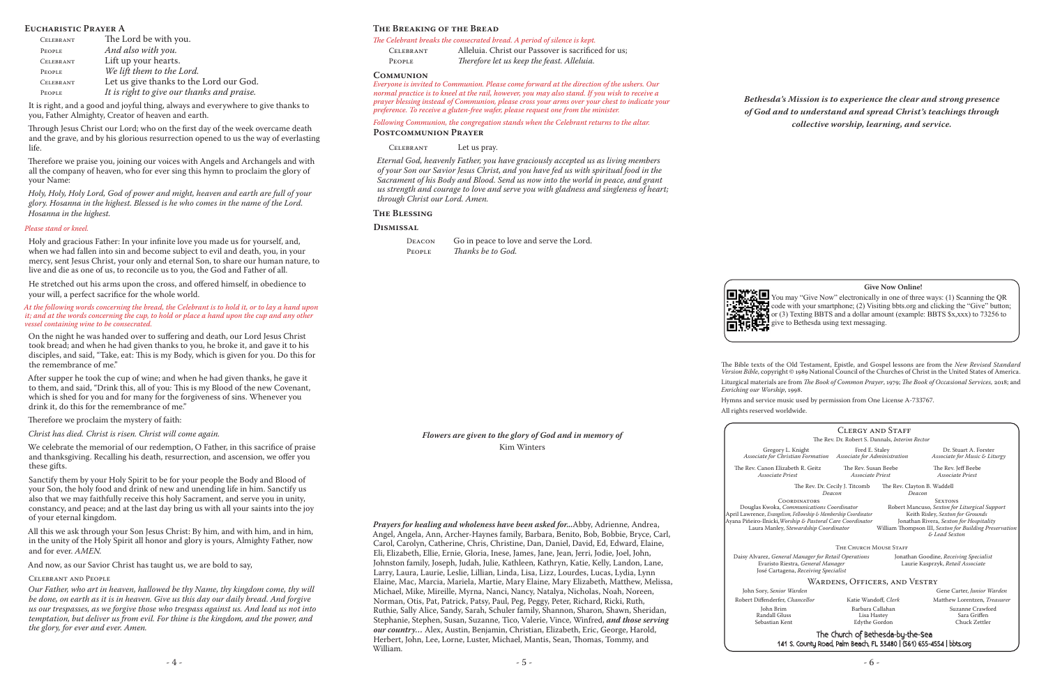## Eucharistic Prayer A

| | |
|---|---|
| Celebrant | The Lord be with you. |
| People | *And also with you.* |
| Celebrant | Lift up your hearts. |
| People | *We lift them to the Lord.* |
| Celebrant | Let us give thanks to the Lord our God. |
| People | *It is right to give our thanks and praise.* |

It is right, and a good and joyful thing, always and everywhere to give thanks to you, Father Almighty, Creator of heaven and earth.

Through Jesus Christ our Lord; who on the first day of the week overcame death and the grave, and by his glorious resurrection opened to us the way of everlasting life.

Therefore we praise you, joining our voices with Angels and Archangels and with all the company of heaven, who for ever sing this hymn to proclaim the glory of your Name:

*Holy, Holy, Holy Lord, God of power and might, heaven and earth are full of your glory. Hosanna in the highest. Blessed is he who comes in the name of the Lord. Hosanna in the highest.*

*Please stand or kneel.*

Holy and gracious Father: In your infinite love you made us for yourself, and, when we had fallen into sin and become subject to evil and death, you, in your mercy, sent Jesus Christ, your only and eternal Son, to share our human nature, to live and die as one of us, to reconcile us to you, the God and Father of all.

He stretched out his arms upon the cross, and offered himself, in obedience to your will, a perfect sacrifice for the whole world.

*At the following words concerning the bread, the Celebrant is to hold it, or to lay a hand upon it; and at the words concerning the cup, to hold or place a hand upon the cup and any other vessel containing wine to be consecrated.*

On the night he was handed over to suffering and death, our Lord Jesus Christ took bread; and when he had given thanks to you, he broke it, and gave it to his disciples, and said, "Take, eat: This is my Body, which is given for you. Do this for the remembrance of me."

After supper he took the cup of wine; and when he had given thanks, he gave it to them, and said, "Drink this, all of you: This is my Blood of the new Covenant, which is shed for you and for many for the forgiveness of sins. Whenever you drink it, do this for the remembrance of me."

Therefore we proclaim the mystery of faith:

*Christ has died. Christ is risen. Christ will come again.*

We celebrate the memorial of our redemption, O Father, in this sacrifice of praise and thanksgiving. Recalling his death, resurrection, and ascension, we offer you these gifts.

Sanctify them by your Holy Spirit to be for your people the Body and Blood of your Son, the holy food and drink of new and unending life in him. Sanctify us also that we may faithfully receive this holy Sacrament, and serve you in unity, constancy, and peace; and at the last day bring us with all your saints into the joy of your eternal kingdom.

All this we ask through your Son Jesus Christ: By him, and with him, and in him, in the unity of the Holy Spirit all honor and glory is yours, Almighty Father, now and for ever. *AMEN.*

And now, as our Savior Christ has taught us, we are bold to say,

Celebrant and People

*Our Father, who art in heaven, hallowed be thy Name, thy kingdom come, thy will be done, on earth as it is in heaven. Give us this day our daily bread. And forgive us our trespasses, as we forgive those who trespass against us. And lead us not into temptation, but deliver us from evil. For thine is the kingdom, and the power, and the glory, for ever and ever. Amen.*

## The Breaking of the Bread

*The Celebrant breaks the consecrated bread. A period of silence is kept.*

| | |
|---|---|
| Celebrant | Alleluia. Christ our Passover is sacrificed for us; |
| People | *Therefore let us keep the feast. Alleluia.* |

## Communion

*Everyone is invited to Communion. Please come forward at the direction of the ushers. Our normal practice is to kneel at the rail, however, you may also stand. If you wish to receive a prayer blessing instead of Communion, please cross your arms over your chest to indicate your preference. To receive a gluten-free wafer, please request one from the minister.*

*Following Communion, the congregation stands when the Celebrant returns to the altar.*

## Postcommunion Prayer

Celebrant Let us pray.

*Eternal God, heavenly Father, you have graciously accepted us as living members of your Son our Savior Jesus Christ, and you have fed us with spiritual food in the Sacrament of his Body and Blood. Send us now into the world in peace, and grant us strength and courage to love and serve you with gladness and singleness of heart; through Christ our Lord. Amen.*

## The Blessing

## Dismissal

| | |
|---|---|
| Deacon | Go in peace to love and serve the Lord. |
| People | *Thanks be to God.* |

***Flowers are given to the glory of God and in memory of***
Kim Winters

***Prayers for healing and wholeness have been asked for...***Abby, Adrienne, Andrea, Angel, Angela, Ann, Archer-Haynes family, Barbara, Benito, Bob, Bobbie, Bryce, Carl, Carol, Carolyn, Catherine, Chris, Christine, Dan, Daniel, David, Ed, Edward, Elaine, Eli, Elizabeth, Ellie, Ernie, Gloria, Inese, James, Jane, Jean, Jerri, Jodie, Joel, John, Johnston family, Joseph, Judah, Julie, Kathleen, Kathryn, Katie, Kelly, Landon, Lane, Larry, Laura, Laurie, Leslie, Lillian, Linda, Lisa, Lizz, Lourdes, Lucas, Lydia, Lynn Elaine, Mac, Marcia, Mariela, Martie, Mary Elaine, Mary Elizabeth, Matthew, Melissa, Michael, Mike, Mireille, Myrna, Nanci, Nancy, Natalya, Nicholas, Noah, Noreen, Norman, Otis, Pat, Patrick, Patsy, Paul, Peg, Peggy, Peter, Richard, Ricki, Ruth, Ruthie, Sally Alice, Sandy, Sarah, Schuler family, Shannon, Sharon, Shawn, Sheridan, Stephanie, Stephen, Susan, Suzanne, Tico, Valerie, Vince, Winfred, ***and those serving our country...*** Alex, Austin, Benjamin, Christian, Elizabeth, Eric, George, Harold, Herbert, John, Lee, Lorne, Luster, Michael, Mantis, Sean, Thomas, Tommy, and William.

***Bethesda's Mission is to experience the clear and strong presence of God and to understand and spread Christ's teachings through collective worship, learning, and service.***

**Give Now Online!**

You may "Give Now" electronically in one of three ways: (1) Scanning the QR code with your smartphone; (2) Visiting bbts.org and clicking the "Give" button; or (3) Texting BBTS and a dollar amount (example: BBTS $x,xxx) to 73256 to give to Bethesda using text messaging.

The Bible texts of the Old Testament, Epistle, and Gospel lessons are from the *New Revised Standard Version Bible*, copyright © 1989 National Council of the Churches of Christ in the United States of America.

Liturgical materials are from *The Book of Common Prayer*, 1979; *The Book of Occasional Services*, 2018; and *Enriching our Worship*, 1998.

Hymns and service music used by permission from One License A-733767.

All rights reserved worldwide.

### Clergy and Staff

The Rev. Dr. Robert S. Dannals, *Interim Rector*

Gregory L. Knight, *Associate for Christian Formation*
Fred E. Staley, *Associate for Administration*
Dr. Stuart A. Forster, *Associate for Music & Liturgy*

The Rev. Canon Elizabeth R. Geitz, *Associate Priest*
The Rev. Susan Beebe, *Associate Priest*
The Rev. Jeff Beebe, *Associate Priest*

The Rev. Dr. Cecily J. Titcomb, *Deacon*
The Rev. Clayton B. Waddell, *Deacon*

**Coordinators**
Douglas Kwoka, *Communications Coordinator*
April Lawrence, *Evangelism, Fellowship & Membership Coordinator*
Ayana Piñeiro-Ilnicki, *Worship & Pastoral Care Coordinator*
Laura Manley, *Stewardship Coordinator*

**Sextons**
Robert Mancuso, *Sexton for Liturgical Support*
Keith Risley, *Sexton for Grounds*
Jonathan Rivera, *Sexton for Hospitality*
William Thompson III, *Sexton for Building Preservation & Lead Sexton*

**The Church Mouse Staff**
Daisy Alvarez, *General Manager for Retail Operations*
Evaristo Riestra, *General Manager*
José Cartagena, *Receiving Specialist*
Jonathan Goodine, *Receiving Specialist*
Laurie Kasprzyk, *Retail Associate*

### Wardens, Officers, and Vestry

John Sory, *Senior Warden*
Gene Carter, *Junior Warden*
Robert Diffenderfer, *Chancellor*
Katie Wandoff, *Clerk*
Matthew Lorentzen, *Treasurer*

John Brim, Randall Gluss, Sebastian Kent
Barbara Callahan, Lisa Hastey, Edythe Gordon
Suzanne Crawford, Sara Griffen, Chuck Zettler

The Church of Bethesda-by-the-Sea
141 S. County Road, Palm Beach, FL 33480 | (561) 655-4554 | bbts.org